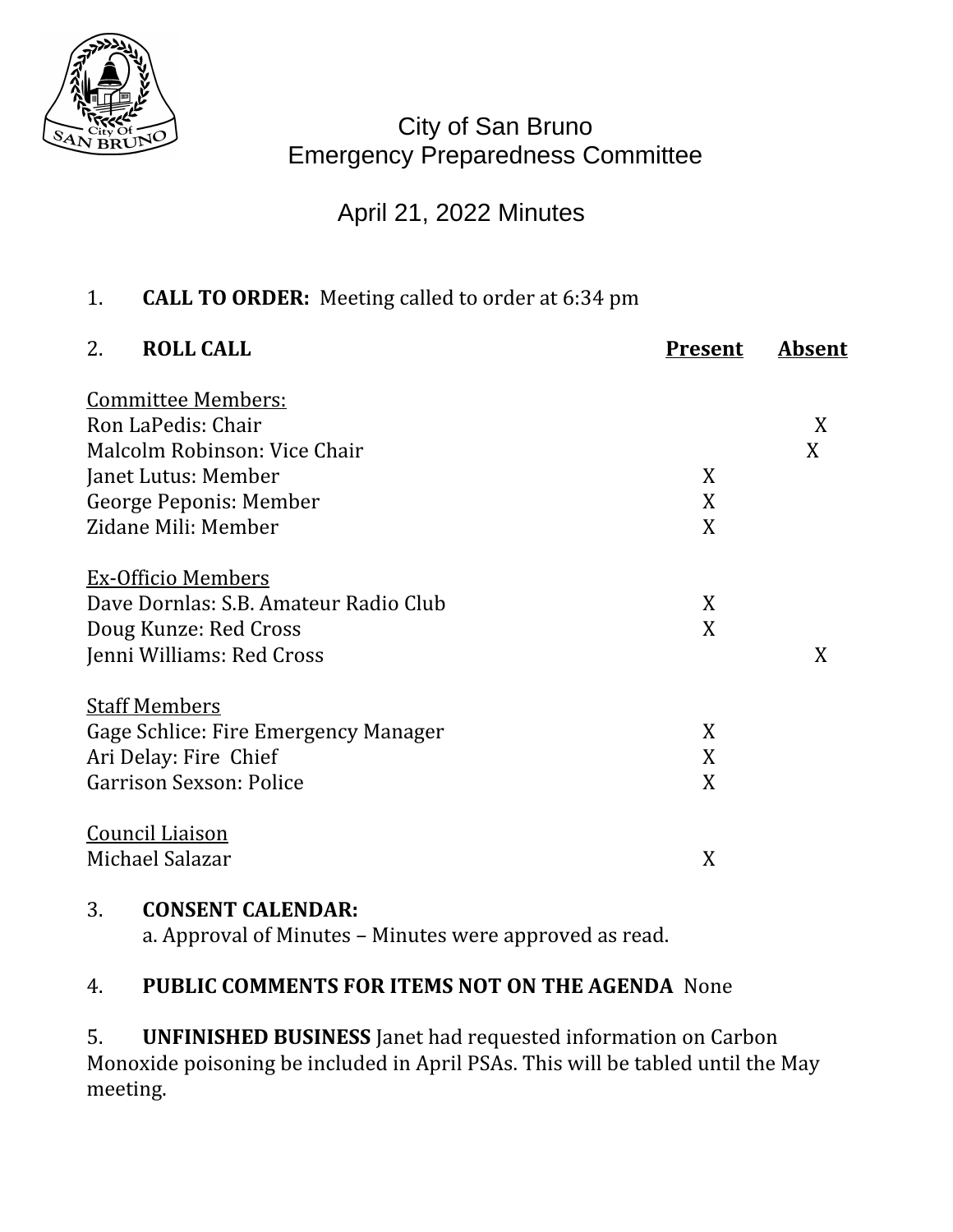# City of San Bruno
# Emergency Preparedness Committee

## April 21, 2022 Minutes

1. **CALL TO ORDER:** Meeting called to order at 6:34 pm

2. **ROLL CALL**

| | Present | Absent |
|---|---|---|
| Committee Members: | | |
| Ron LaPedis: Chair | | X |
| Malcolm Robinson: Vice Chair | | X |
| Janet Lutus: Member | X | |
| George Peponis: Member | X | |
| Zidane Mili: Member | X | |
| Ex-Officio Members | | |
| Dave Dornlas: S.B. Amateur Radio Club | X | |
| Doug Kunze: Red Cross | X | |
| Jenni Williams: Red Cross | | X |
| Staff Members | | |
| Gage Schlice: Fire Emergency Manager | X | |
| Ari Delay: Fire Chief | X | |
| Garrison Sexson: Police | X | |
| Council Liaison | | |
| Michael Salazar | X | |

3. **CONSENT CALENDAR:**
   a. Approval of Minutes – Minutes were approved as read.

4. **PUBLIC COMMENTS FOR ITEMS NOT ON THE AGENDA** None

5. **UNFINISHED BUSINESS** Janet had requested information on Carbon Monoxide poisoning be included in April PSAs. This will be tabled until the May meeting.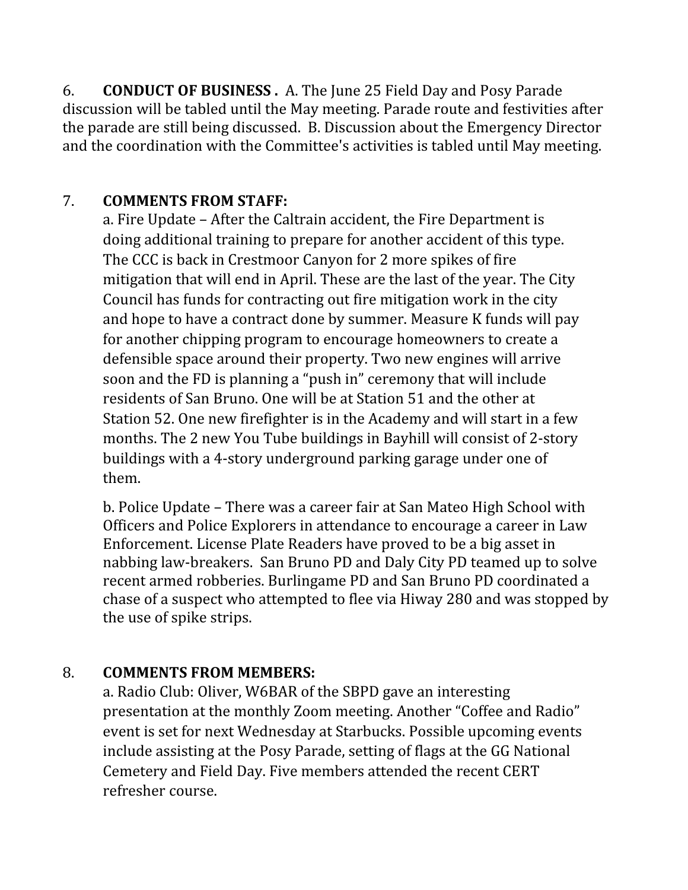6. **CONDUCT OF BUSINESS .** A. The June 25 Field Day and Posy Parade discussion will be tabled until the May meeting. Parade route and festivities after the parade are still being discussed. B. Discussion about the Emergency Director and the coordination with the Committee's activities is tabled until May meeting.

7. **COMMENTS FROM STAFF:**

   a. Fire Update – After the Caltrain accident, the Fire Department is doing additional training to prepare for another accident of this type. The CCC is back in Crestmoor Canyon for 2 more spikes of fire mitigation that will end in April. These are the last of the year. The City Council has funds for contracting out fire mitigation work in the city and hope to have a contract done by summer. Measure K funds will pay for another chipping program to encourage homeowners to create a defensible space around their property. Two new engines will arrive soon and the FD is planning a "push in" ceremony that will include residents of San Bruno. One will be at Station 51 and the other at Station 52. One new firefighter is in the Academy and will start in a few months. The 2 new You Tube buildings in Bayhill will consist of 2-story buildings with a 4-story underground parking garage under one of them.

   b. Police Update – There was a career fair at San Mateo High School with Officers and Police Explorers in attendance to encourage a career in Law Enforcement. License Plate Readers have proved to be a big asset in nabbing law-breakers. San Bruno PD and Daly City PD teamed up to solve recent armed robberies. Burlingame PD and San Bruno PD coordinated a chase of a suspect who attempted to flee via Hiway 280 and was stopped by the use of spike strips.

8. **COMMENTS FROM MEMBERS:**

   a. Radio Club: Oliver, W6BAR of the SBPD gave an interesting presentation at the monthly Zoom meeting. Another "Coffee and Radio" event is set for next Wednesday at Starbucks. Possible upcoming events include assisting at the Posy Parade, setting of flags at the GG National Cemetery and Field Day. Five members attended the recent CERT refresher course.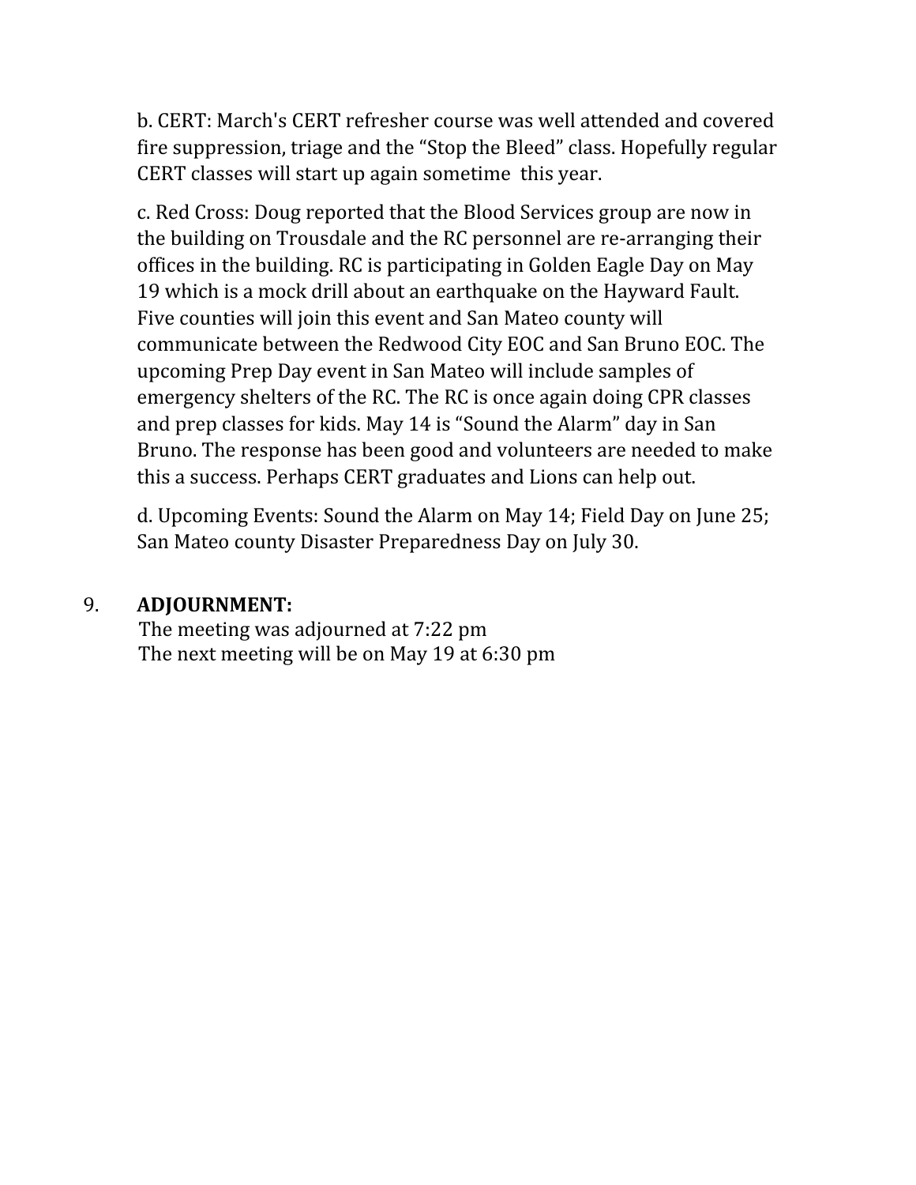b. CERT: March's CERT refresher course was well attended and covered fire suppression, triage and the "Stop the Bleed" class. Hopefully regular CERT classes will start up again sometime this year.

c. Red Cross: Doug reported that the Blood Services group are now in the building on Trousdale and the RC personnel are re-arranging their offices in the building. RC is participating in Golden Eagle Day on May 19 which is a mock drill about an earthquake on the Hayward Fault. Five counties will join this event and San Mateo county will communicate between the Redwood City EOC and San Bruno EOC. The upcoming Prep Day event in San Mateo will include samples of emergency shelters of the RC. The RC is once again doing CPR classes and prep classes for kids. May 14 is "Sound the Alarm" day in San Bruno. The response has been good and volunteers are needed to make this a success. Perhaps CERT graduates and Lions can help out.

d. Upcoming Events: Sound the Alarm on May 14; Field Day on June 25; San Mateo county Disaster Preparedness Day on July 30.

9. **ADJOURNMENT:**
The meeting was adjourned at 7:22 pm
The next meeting will be on May 19 at 6:30 pm